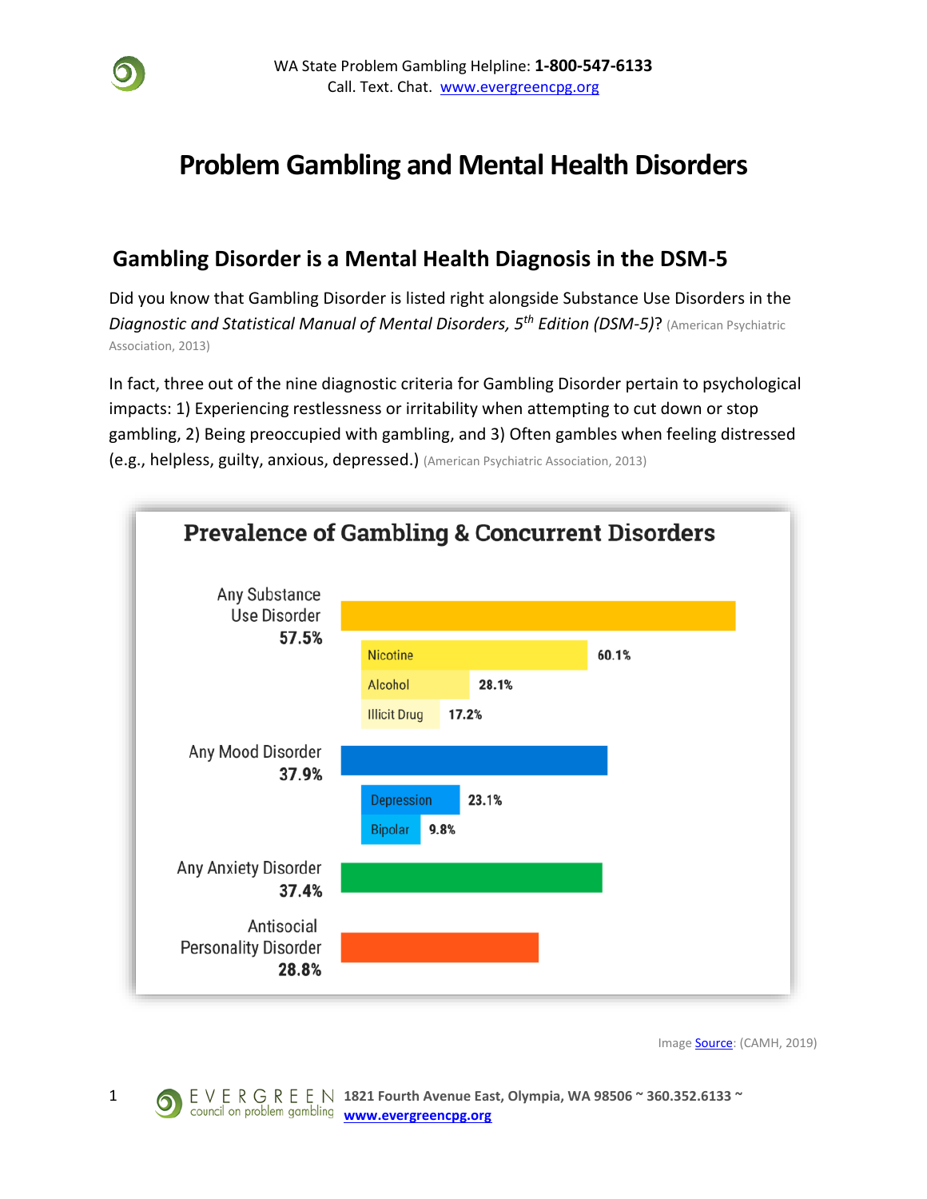WA State Problem Gambling Helpline: **1-800-547-6133**
Call. Text. Chat. www.evergreencpg.org

# Problem Gambling and Mental Health Disorders

## Gambling Disorder is a Mental Health Diagnosis in the DSM-5

Did you know that Gambling Disorder is listed right alongside Substance Use Disorders in the *Diagnostic and Statistical Manual of Mental Disorders, 5th Edition (DSM-5)*? (American Psychiatric Association, 2013)

In fact, three out of the nine diagnostic criteria for Gambling Disorder pertain to psychological impacts: 1) Experiencing restlessness or irritability when attempting to cut down or stop gambling, 2) Being preoccupied with gambling, and 3) Often gambles when feeling distressed (e.g., helpless, guilty, anxious, depressed.) (American Psychiatric Association, 2013)

**Prevalence of Gambling & Concurrent Disorders**

| Disorder | Prevalence |
|---|---|
| Any Substance Use Disorder | 57.5% |
| Nicotine | 60.1% |
| Alcohol | 28.1% |
| Illicit Drug | 17.2% |
| Any Mood Disorder | 37.9% |
| Depression | 23.1% |
| Bipolar | 9.8% |
| Any Anxiety Disorder | 37.4% |
| Antisocial Personality Disorder | 28.8% |

Image Source: (CAMH, 2019)

EVERGREEN council on problem gambling 1821 Fourth Avenue East, Olympia, WA 98506 ~ 360.352.6133 ~ www.evergreencpg.org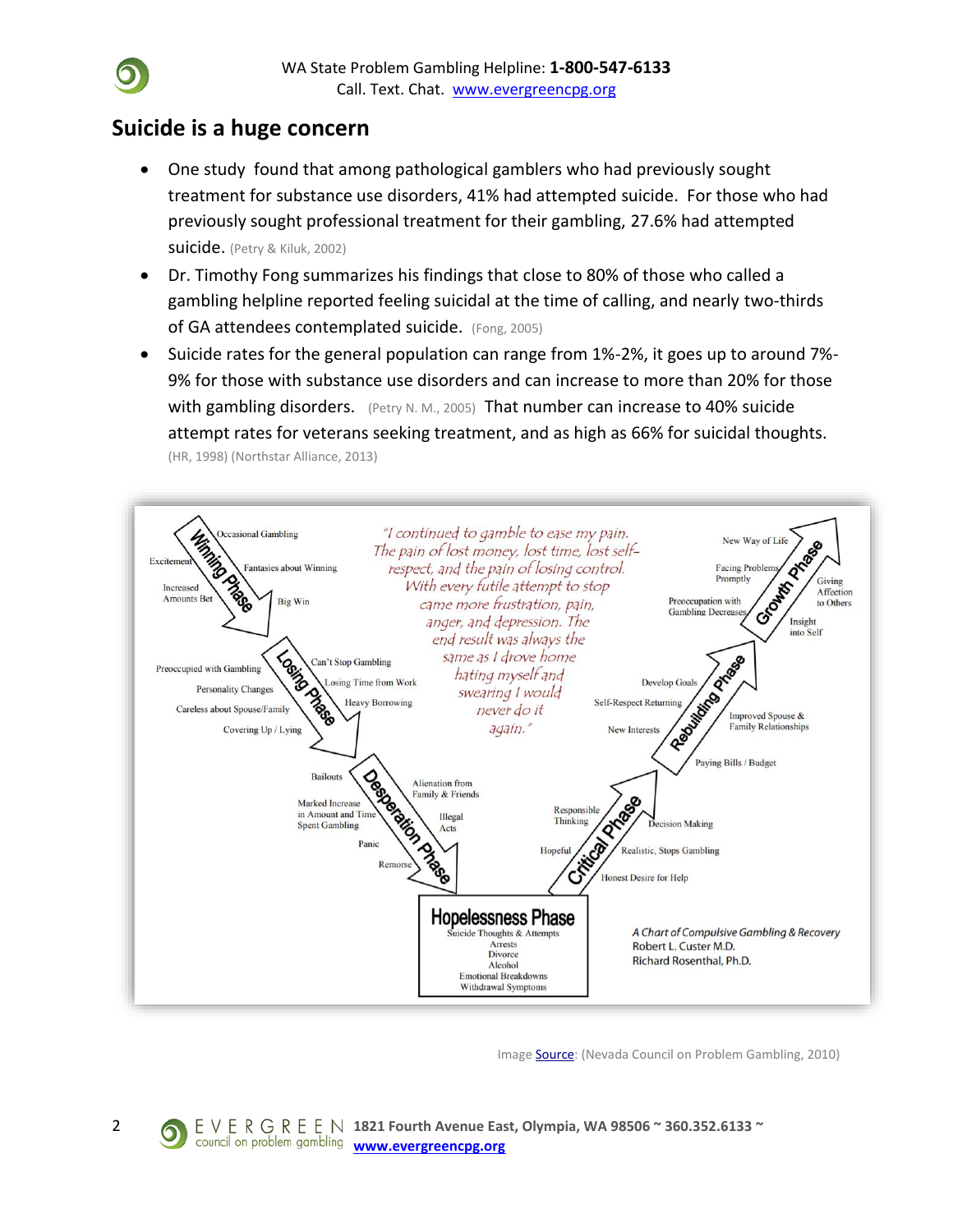## Suicide is a huge concern

- One study found that among pathological gamblers who had previously sought treatment for substance use disorders, 41% had attempted suicide. For those who had previously sought professional treatment for their gambling, 27.6% had attempted suicide. (Petry & Kiluk, 2002)
- Dr. Timothy Fong summarizes his findings that close to 80% of those who called a gambling helpline reported feeling suicidal at the time of calling, and nearly two-thirds of GA attendees contemplated suicide. (Fong, 2005)
- Suicide rates for the general population can range from 1%-2%, it goes up to around 7%-9% for those with substance use disorders and can increase to more than 20% for those with gambling disorders. (Petry N. M., 2005) That number can increase to 40% suicide attempt rates for veterans seeking treatment, and as high as 66% for suicidal thoughts. (HR, 1998) (Northstar Alliance, 2013)

**Winning Phase:** Occasional Gambling; Excitement; Fantasies about Winning; Increased Amounts Bet; Big Win

**Losing Phase:** Preoccupied with Gambling; Can't Stop Gambling; Personality Changes; Losing Time from Work; Careless about Spouse/Family; Heavy Borrowing; Covering Up / Lying

**Desperation Phase:** Bailouts; Alienation from Family & Friends; Marked Increase in Amount and Time Spent Gambling; Illegal Acts; Panic; Remorse

**Hopelessness Phase:** Suicide Thoughts & Attempts; Arrests; Divorce; Alcohol; Emotional Breakdowns; Withdrawal Symptoms

**Critical Phase:** Responsible Thinking; Decision Making; Hopeful; Realistic, Stops Gambling; Honest Desire for Help

**Rebuilding Phase:** Develop Goals; Self-Respect Returning; Improved Spouse & Family Relationships; New Interests; Paying Bills / Budget

**Growth Phase:** New Way of Life; Facing Problems Promptly; Giving Affection to Others; Preoccupation with Gambling Decreases; Insight into Self

*"I continued to gamble to ease my pain. The pain of lost money, lost time, lost self-respect, and the pain of losing control. With every futile attempt to stop came more frustration, pain, anger, and depression. The end result was always the same as I drove home hating myself and swearing I would never do it again."*

*A Chart of Compulsive Gambling & Recovery*
Robert L. Custer M.D.
Richard Rosenthal, Ph.D.

Image Source: (Nevada Council on Problem Gambling, 2010)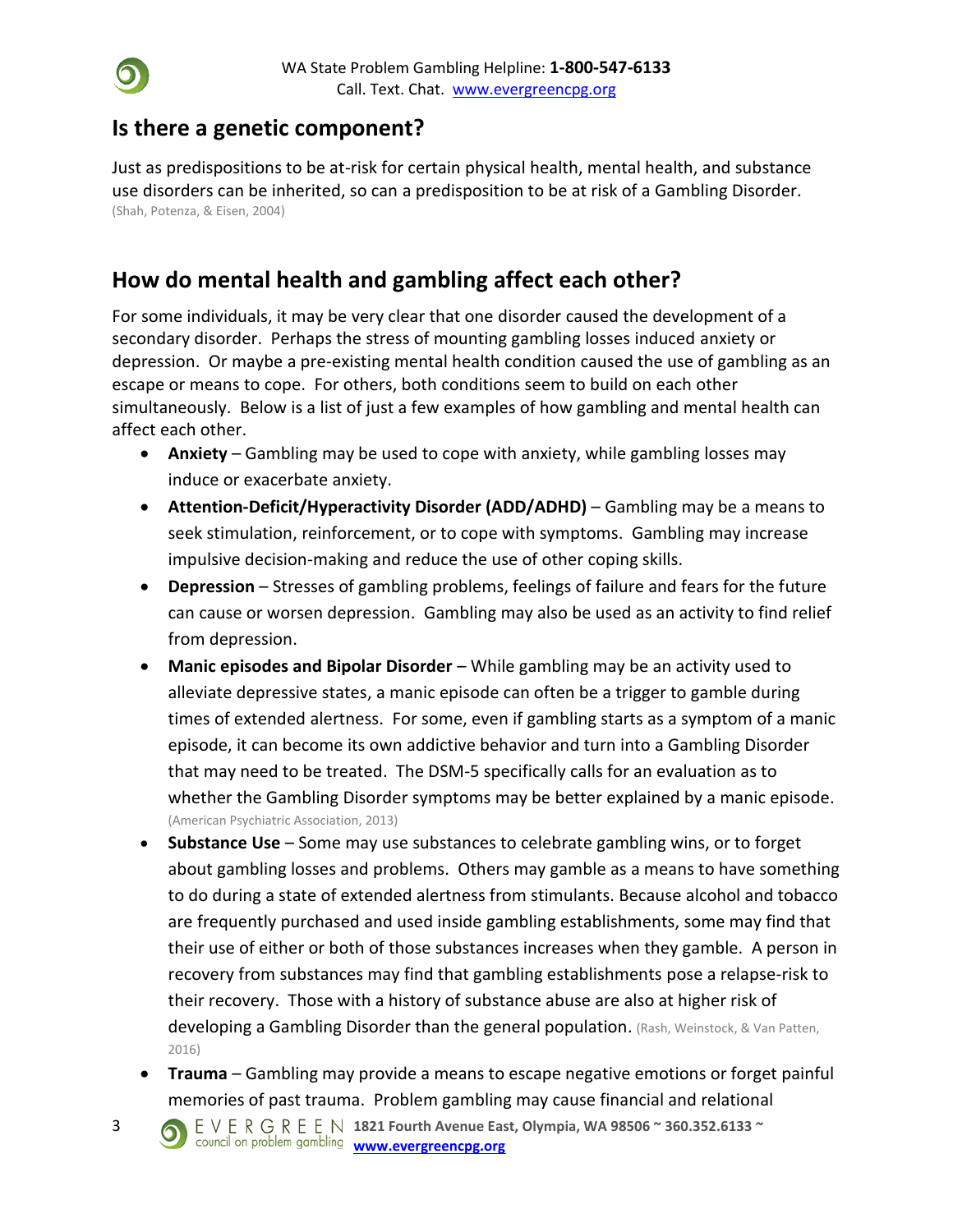## Is there a genetic component?

Just as predispositions to be at-risk for certain physical health, mental health, and substance use disorders can be inherited, so can a predisposition to be at risk of a Gambling Disorder. (Shah, Potenza, & Eisen, 2004)

## How do mental health and gambling affect each other?

For some individuals, it may be very clear that one disorder caused the development of a secondary disorder. Perhaps the stress of mounting gambling losses induced anxiety or depression. Or maybe a pre-existing mental health condition caused the use of gambling as an escape or means to cope. For others, both conditions seem to build on each other simultaneously. Below is a list of just a few examples of how gambling and mental health can affect each other.

- **Anxiety** – Gambling may be used to cope with anxiety, while gambling losses may induce or exacerbate anxiety.
- **Attention-Deficit/Hyperactivity Disorder (ADD/ADHD)** – Gambling may be a means to seek stimulation, reinforcement, or to cope with symptoms. Gambling may increase impulsive decision-making and reduce the use of other coping skills.
- **Depression** – Stresses of gambling problems, feelings of failure and fears for the future can cause or worsen depression. Gambling may also be used as an activity to find relief from depression.
- **Manic episodes and Bipolar Disorder** – While gambling may be an activity used to alleviate depressive states, a manic episode can often be a trigger to gamble during times of extended alertness. For some, even if gambling starts as a symptom of a manic episode, it can become its own addictive behavior and turn into a Gambling Disorder that may need to be treated. The DSM-5 specifically calls for an evaluation as to whether the Gambling Disorder symptoms may be better explained by a manic episode. (American Psychiatric Association, 2013)
- **Substance Use** – Some may use substances to celebrate gambling wins, or to forget about gambling losses and problems. Others may gamble as a means to have something to do during a state of extended alertness from stimulants. Because alcohol and tobacco are frequently purchased and used inside gambling establishments, some may find that their use of either or both of those substances increases when they gamble. A person in recovery from substances may find that gambling establishments pose a relapse-risk to their recovery. Those with a history of substance abuse are also at higher risk of developing a Gambling Disorder than the general population. (Rash, Weinstock, & Van Patten, 2016)
- **Trauma** – Gambling may provide a means to escape negative emotions or forget painful memories of past trauma. Problem gambling may cause financial and relational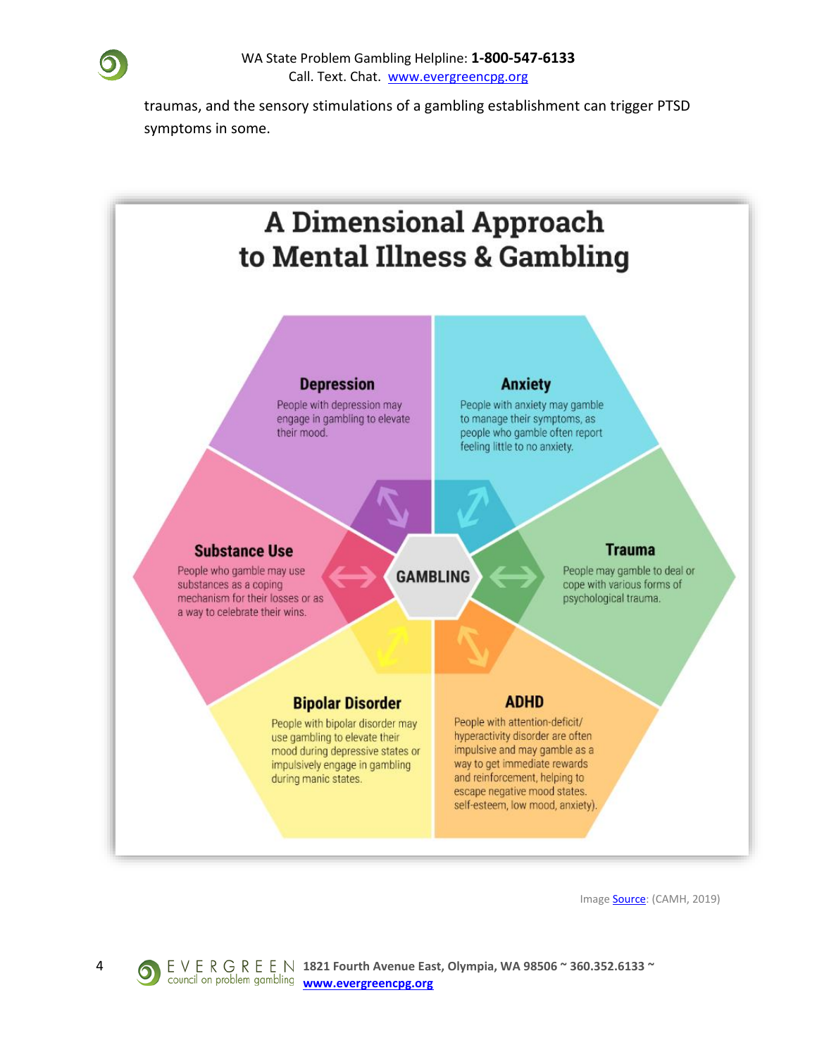traumas, and the sensory stimulations of a gambling establishment can trigger PTSD symptoms in some.

## A Dimensional Approach to Mental Illness & Gambling

**GAMBLING**

**Depression**
People with depression may engage in gambling to elevate their mood.

**Anxiety**
People with anxiety may gamble to manage their symptoms, as people who gamble often report feeling little to no anxiety.

**Substance Use**
People who gamble may use substances as a coping mechanism for their losses or as a way to celebrate their wins.

**Trauma**
People may gamble to deal or cope with various forms of psychological trauma.

**Bipolar Disorder**
People with bipolar disorder may use gambling to elevate their mood during depressive states or impulsively engage in gambling during manic states.

**ADHD**
People with attention-deficit/hyperactivity disorder are often impulsive and may gamble as a way to get immediate rewards and reinforcement, helping to escape negative mood states. self-esteem, low mood, anxiety).

Image Source: (CAMH, 2019)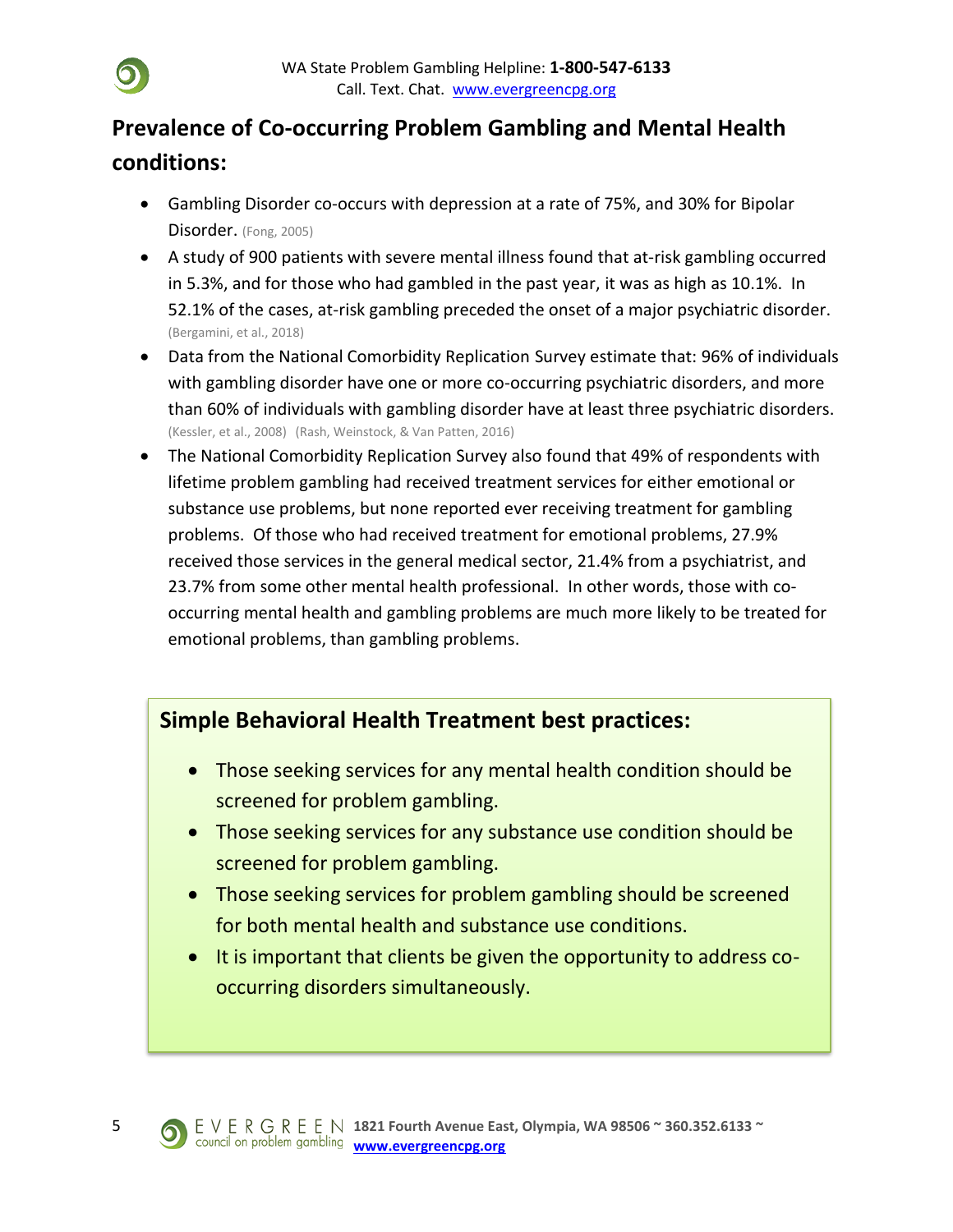## Prevalence of Co-occurring Problem Gambling and Mental Health conditions:

- Gambling Disorder co-occurs with depression at a rate of 75%, and 30% for Bipolar Disorder. (Fong, 2005)
- A study of 900 patients with severe mental illness found that at-risk gambling occurred in 5.3%, and for those who had gambled in the past year, it was as high as 10.1%. In 52.1% of the cases, at-risk gambling preceded the onset of a major psychiatric disorder. (Bergamini, et al., 2018)
- Data from the National Comorbidity Replication Survey estimate that: 96% of individuals with gambling disorder have one or more co-occurring psychiatric disorders, and more than 60% of individuals with gambling disorder have at least three psychiatric disorders. (Kessler, et al., 2008) (Rash, Weinstock, & Van Patten, 2016)
- The National Comorbidity Replication Survey also found that 49% of respondents with lifetime problem gambling had received treatment services for either emotional or substance use problems, but none reported ever receiving treatment for gambling problems. Of those who had received treatment for emotional problems, 27.9% received those services in the general medical sector, 21.4% from a psychiatrist, and 23.7% from some other mental health professional. In other words, those with co-occurring mental health and gambling problems are much more likely to be treated for emotional problems, than gambling problems.

### Simple Behavioral Health Treatment best practices:

- Those seeking services for any mental health condition should be screened for problem gambling.
- Those seeking services for any substance use condition should be screened for problem gambling.
- Those seeking services for problem gambling should be screened for both mental health and substance use conditions.
- It is important that clients be given the opportunity to address co-occurring disorders simultaneously.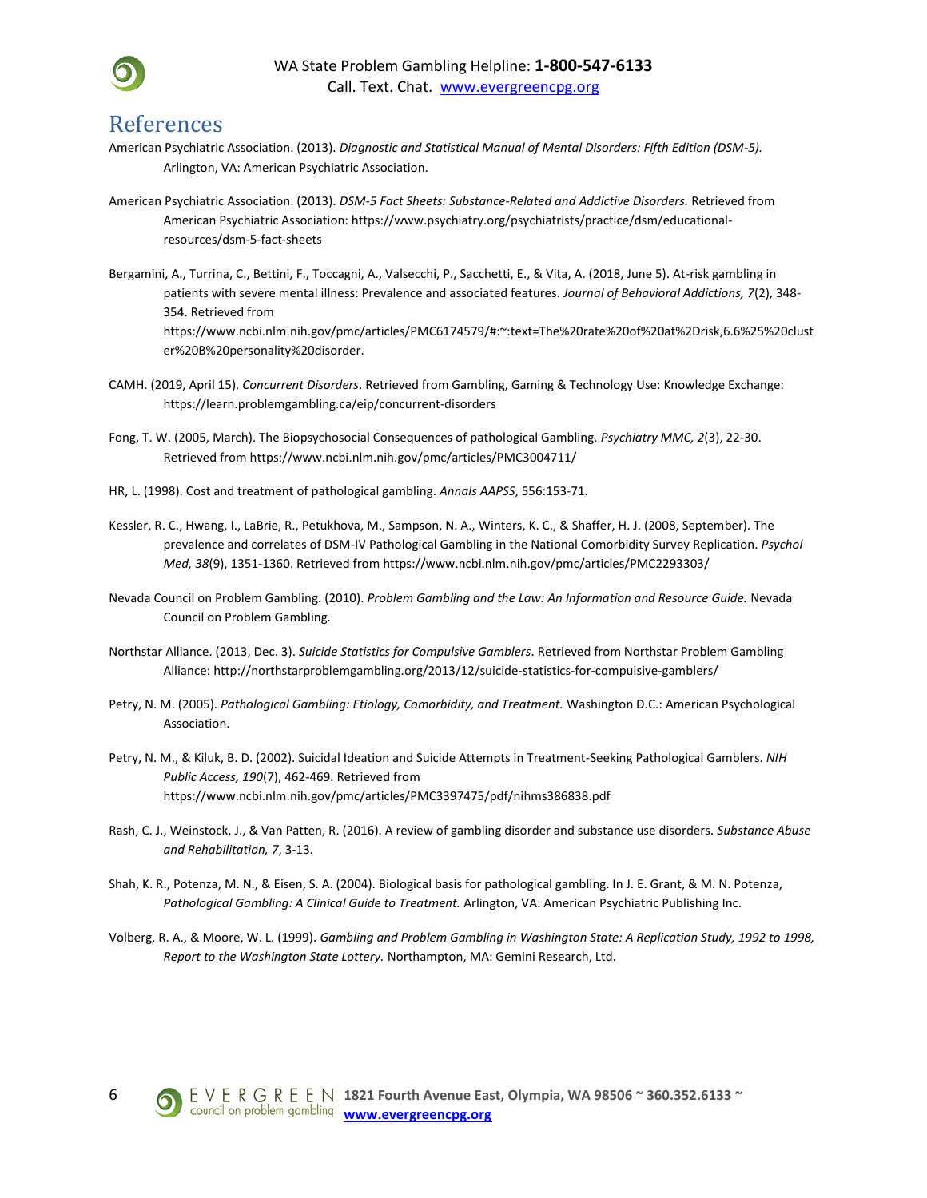# References

American Psychiatric Association. (2013). *Diagnostic and Statistical Manual of Mental Disorders: Fifth Edition (DSM-5).* Arlington, VA: American Psychiatric Association.

American Psychiatric Association. (2013). *DSM-5 Fact Sheets: Substance-Related and Addictive Disorders.* Retrieved from American Psychiatric Association: https://www.psychiatry.org/psychiatrists/practice/dsm/educational-resources/dsm-5-fact-sheets

Bergamini, A., Turrina, C., Bettini, F., Toccagni, A., Valsecchi, P., Sacchetti, E., & Vita, A. (2018, June 5). At-risk gambling in patients with severe mental illness: Prevalence and associated features. *Journal of Behavioral Addictions, 7*(2), 348-354. Retrieved from https://www.ncbi.nlm.nih.gov/pmc/articles/PMC6174579/#:~:text=The%20rate%20of%20at%2Drisk,6.6%25%20cluster%20B%20personality%20disorder.

CAMH. (2019, April 15). *Concurrent Disorders*. Retrieved from Gambling, Gaming & Technology Use: Knowledge Exchange: https://learn.problemgambling.ca/eip/concurrent-disorders

Fong, T. W. (2005, March). The Biopsychosocial Consequences of pathological Gambling. *Psychiatry MMC, 2*(3), 22-30. Retrieved from https://www.ncbi.nlm.nih.gov/pmc/articles/PMC3004711/

HR, L. (1998). Cost and treatment of pathological gambling. *Annals AAPSS*, 556:153-71.

Kessler, R. C., Hwang, I., LaBrie, R., Petukhova, M., Sampson, N. A., Winters, K. C., & Shaffer, H. J. (2008, September). The prevalence and correlates of DSM-IV Pathological Gambling in the National Comorbidity Survey Replication. *Psychol Med, 38*(9), 1351-1360. Retrieved from https://www.ncbi.nlm.nih.gov/pmc/articles/PMC2293303/

Nevada Council on Problem Gambling. (2010). *Problem Gambling and the Law: An Information and Resource Guide.* Nevada Council on Problem Gambling.

Northstar Alliance. (2013, Dec. 3). *Suicide Statistics for Compulsive Gamblers*. Retrieved from Northstar Problem Gambling Alliance: http://northstarproblemgambling.org/2013/12/suicide-statistics-for-compulsive-gamblers/

Petry, N. M. (2005). *Pathological Gambling: Etiology, Comorbidity, and Treatment.* Washington D.C.: American Psychological Association.

Petry, N. M., & Kiluk, B. D. (2002). Suicidal Ideation and Suicide Attempts in Treatment-Seeking Pathological Gamblers. *NIH Public Access, 190*(7), 462-469. Retrieved from https://www.ncbi.nlm.nih.gov/pmc/articles/PMC3397475/pdf/nihms386838.pdf

Rash, C. J., Weinstock, J., & Van Patten, R. (2016). A review of gambling disorder and substance use disorders. *Substance Abuse and Rehabilitation, 7*, 3-13.

Shah, K. R., Potenza, M. N., & Eisen, S. A. (2004). Biological basis for pathological gambling. In J. E. Grant, & M. N. Potenza, *Pathological Gambling: A Clinical Guide to Treatment.* Arlington, VA: American Psychiatric Publishing Inc.

Volberg, R. A., & Moore, W. L. (1999). *Gambling and Problem Gambling in Washington State: A Replication Study, 1992 to 1998, Report to the Washington State Lottery.* Northampton, MA: Gemini Research, Ltd.